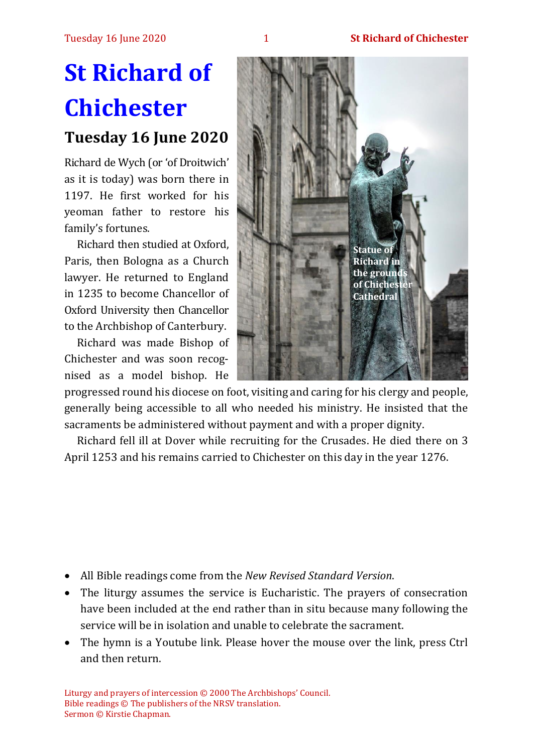# St Richard of Chichester

## Tuesday 16 June 2020

Richard de Wych (or 'of Droitwich' as it is today) was born there in 1197. He first worked for his yeoman father to restore his family's fortunes.

Richard then studied at Oxford, Paris, then Bologna as a Church lawyer. He returned to England in 1235 to become Chancellor of Oxford University then Chancellor to the Archbishop of Canterbury.

Richard was made Bishop of Chichester and was soon recognised as a model bishop. He progressed round his diocese on foot, visiting and caring for his clergy and people, generally being accessible to all who needed his ministry. He insisted that the sacraments be administered without payment and with a proper dignity.

Richard fell ill at Dover while recruiting for the Crusades. He died there on 3 April 1253 and his remains carried to Chichester on this day in the year 1276.

Statue of Richard in the grounds of Chichester Cathedral

- All Bible readings come from the *New Revised Standard Version*.
- The liturgy assumes the service is Eucharistic. The prayers of consecration have been included at the end rather than in situ because many following the service will be in isolation and unable to celebrate the sacrament.
- The hymn is a Youtube link. Please hover the mouse over the link, press Ctrl and then return.

Liturgy and prayers of intercession © 2000 The Archbishops' Council.
Bible readings © The publishers of the NRSV translation.
Sermon © Kirstie Chapman.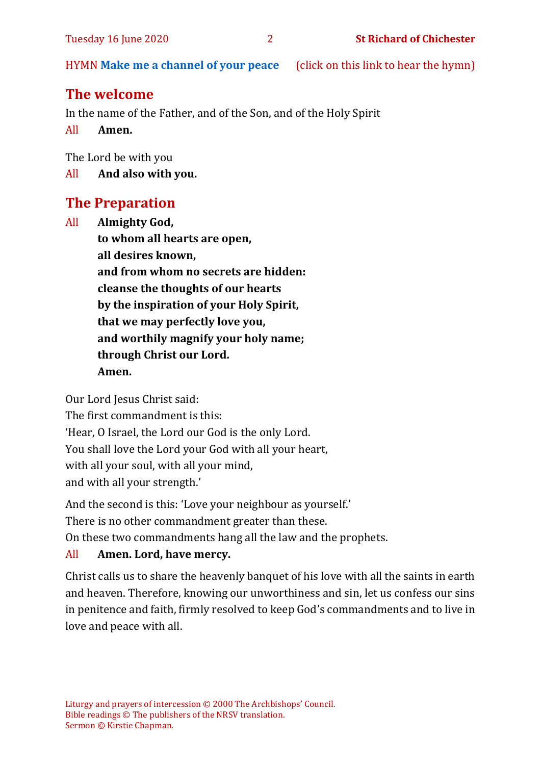HYMN **Make me a channel of your peace** (click on this link to hear the hymn)

## The welcome

In the name of the Father, and of the Son, and of the Holy Spirit

All **Amen.**

The Lord be with you

All **And also with you.**

## The Preparation

All **Almighty God,**
**to whom all hearts are open,**
**all desires known,**
**and from whom no secrets are hidden:**
**cleanse the thoughts of our hearts**
**by the inspiration of your Holy Spirit,**
**that we may perfectly love you,**
**and worthily magnify your holy name;**
**through Christ our Lord.**
**Amen.**

Our Lord Jesus Christ said:
The first commandment is this:
'Hear, O Israel, the Lord our God is the only Lord.
You shall love the Lord your God with all your heart,
with all your soul, with all your mind,
and with all your strength.'

And the second is this: 'Love your neighbour as yourself.'
There is no other commandment greater than these.
On these two commandments hang all the law and the prophets.

All **Amen. Lord, have mercy.**

Christ calls us to share the heavenly banquet of his love with all the saints in earth and heaven. Therefore, knowing our unworthiness and sin, let us confess our sins in penitence and faith, firmly resolved to keep God's commandments and to live in love and peace with all.

Liturgy and prayers of intercession © 2000 The Archbishops' Council.
Bible readings © The publishers of the NRSV translation.
Sermon © Kirstie Chapman.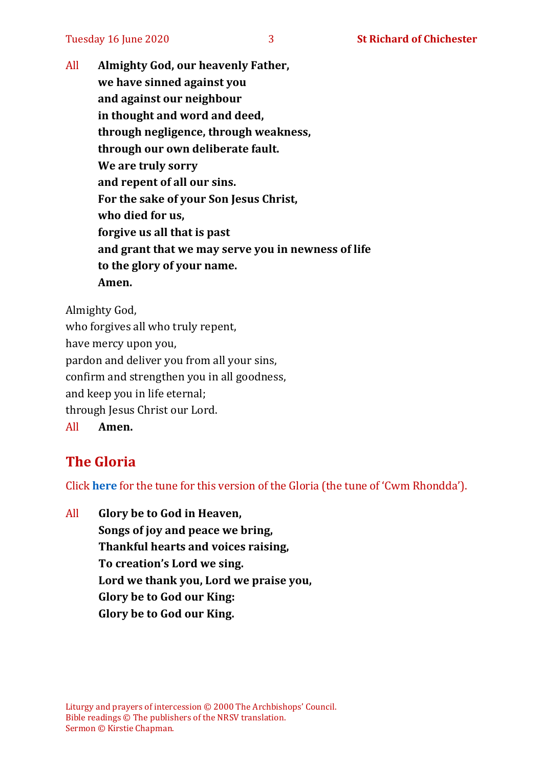All **Almighty God, our heavenly Father,**
**we have sinned against you**
**and against our neighbour**
**in thought and word and deed,**
**through negligence, through weakness,**
**through our own deliberate fault.**
**We are truly sorry**
**and repent of all our sins.**
**For the sake of your Son Jesus Christ,**
**who died for us,**
**forgive us all that is past**
**and grant that we may serve you in newness of life**
**to the glory of your name.**
**Amen.**

Almighty God,
who forgives all who truly repent,
have mercy upon you,
pardon and deliver you from all your sins,
confirm and strengthen you in all goodness,
and keep you in life eternal;
through Jesus Christ our Lord.
All **Amen.**

## The Gloria

Click **here** for the tune for this version of the Gloria (the tune of 'Cwm Rhondda').

All **Glory be to God in Heaven,**
**Songs of joy and peace we bring,**
**Thankful hearts and voices raising,**
**To creation's Lord we sing.**
**Lord we thank you, Lord we praise you,**
**Glory be to God our King:**
**Glory be to God our King.**

Liturgy and prayers of intercession © 2000 The Archbishops' Council.
Bible readings © The publishers of the NRSV translation.
Sermon © Kirstie Chapman.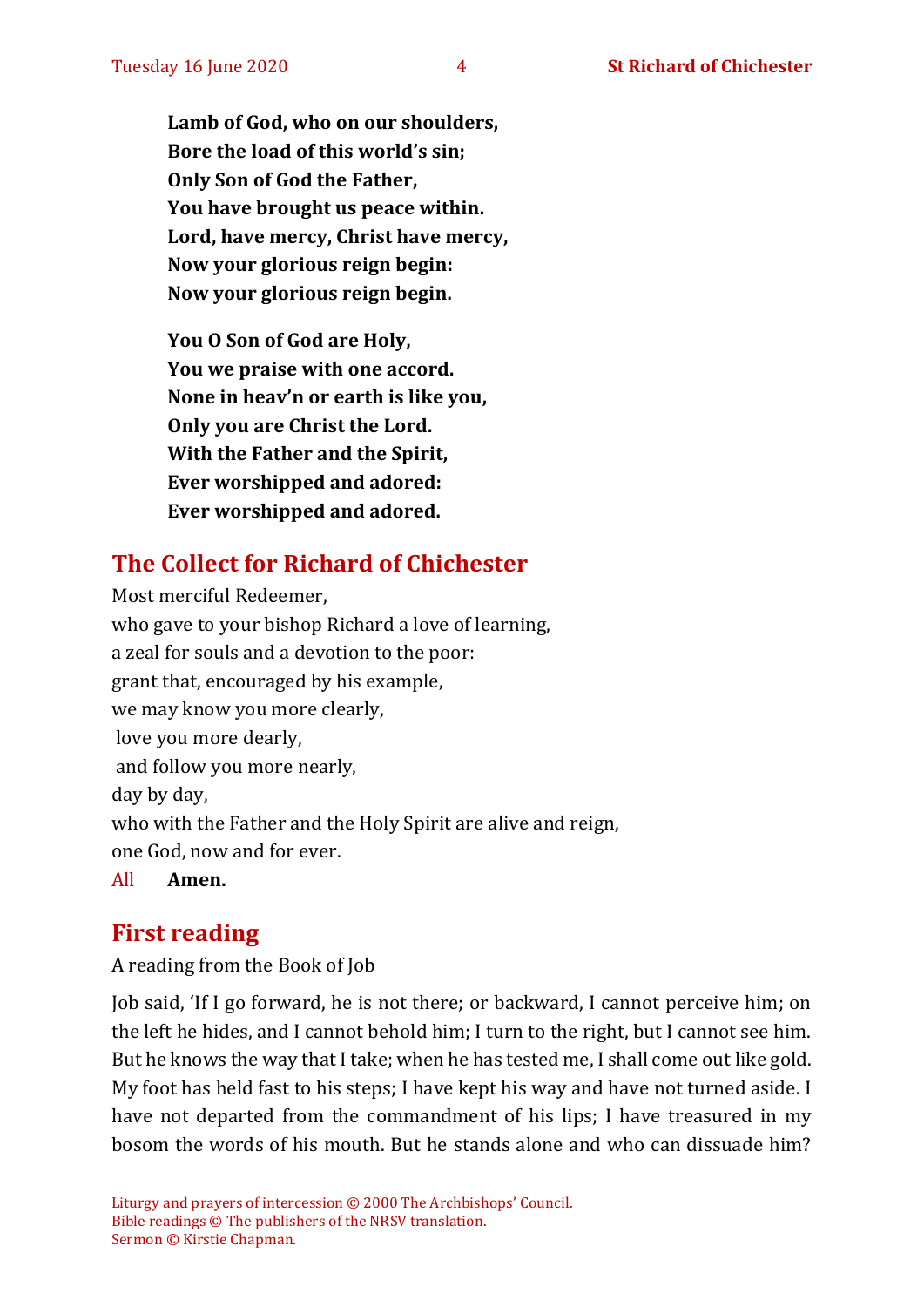**Lamb of God, who on our shoulders,**
**Bore the load of this world's sin;**
**Only Son of God the Father,**
**You have brought us peace within.**
**Lord, have mercy, Christ have mercy,**
**Now your glorious reign begin:**
**Now your glorious reign begin.**

**You O Son of God are Holy,**
**You we praise with one accord.**
**None in heav'n or earth is like you,**
**Only you are Christ the Lord.**
**With the Father and the Spirit,**
**Ever worshipped and adored:**
**Ever worshipped and adored.**

## The Collect for Richard of Chichester

Most merciful Redeemer,
who gave to your bishop Richard a love of learning,
a zeal for souls and a devotion to the poor:
grant that, encouraged by his example,
we may know you more clearly,
love you more dearly,
and follow you more nearly,
day by day,
who with the Father and the Holy Spirit are alive and reign,
one God, now and for ever.

All **Amen.**

## First reading

A reading from the Book of Job

Job said, 'If I go forward, he is not there; or backward, I cannot perceive him; on the left he hides, and I cannot behold him; I turn to the right, but I cannot see him. But he knows the way that I take; when he has tested me, I shall come out like gold. My foot has held fast to his steps; I have kept his way and have not turned aside. I have not departed from the commandment of his lips; I have treasured in my bosom the words of his mouth. But he stands alone and who can dissuade him?

Liturgy and prayers of intercession © 2000 The Archbishops' Council.
Bible readings © The publishers of the NRSV translation.
Sermon © Kirstie Chapman.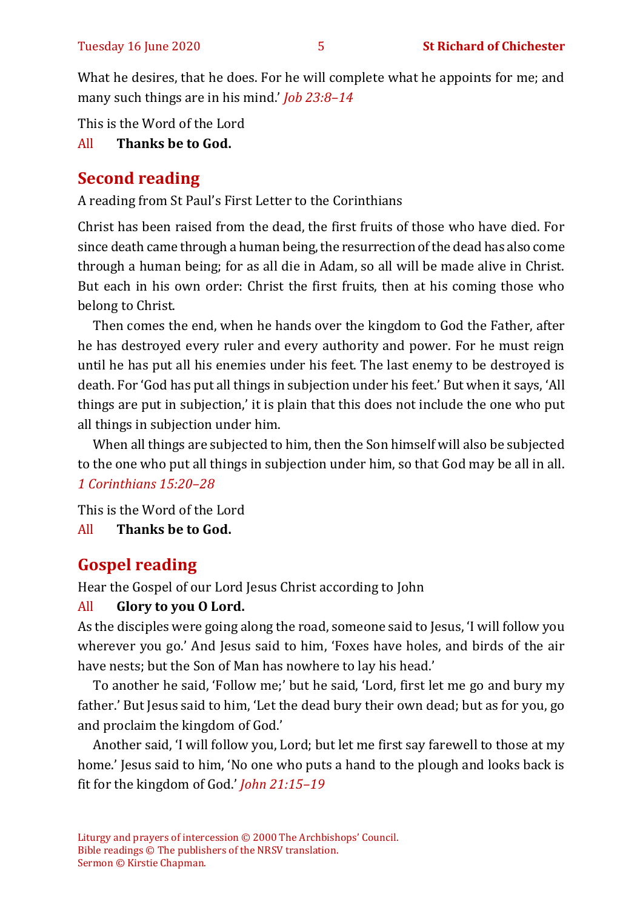What he desires, that he does. For he will complete what he appoints for me; and many such things are in his mind.' *Job 23:8–14*

This is the Word of the Lord

All **Thanks be to God.**

## Second reading

A reading from St Paul's First Letter to the Corinthians

Christ has been raised from the dead, the first fruits of those who have died. For since death came through a human being, the resurrection of the dead has also come through a human being; for as all die in Adam, so all will be made alive in Christ. But each in his own order: Christ the first fruits, then at his coming those who belong to Christ.

Then comes the end, when he hands over the kingdom to God the Father, after he has destroyed every ruler and every authority and power. For he must reign until he has put all his enemies under his feet. The last enemy to be destroyed is death. For 'God has put all things in subjection under his feet.' But when it says, 'All things are put in subjection,' it is plain that this does not include the one who put all things in subjection under him.

When all things are subjected to him, then the Son himself will also be subjected to the one who put all things in subjection under him, so that God may be all in all. *1 Corinthians 15:20–28*

This is the Word of the Lord

All **Thanks be to God.**

## Gospel reading

Hear the Gospel of our Lord Jesus Christ according to John

All **Glory to you O Lord.**

As the disciples were going along the road, someone said to Jesus, 'I will follow you wherever you go.' And Jesus said to him, 'Foxes have holes, and birds of the air have nests; but the Son of Man has nowhere to lay his head.'

To another he said, 'Follow me;' but he said, 'Lord, first let me go and bury my father.' But Jesus said to him, 'Let the dead bury their own dead; but as for you, go and proclaim the kingdom of God.'

Another said, 'I will follow you, Lord; but let me first say farewell to those at my home.' Jesus said to him, 'No one who puts a hand to the plough and looks back is fit for the kingdom of God.' *John 21:15–19*

Liturgy and prayers of intercession © 2000 The Archbishops' Council.
Bible readings © The publishers of the NRSV translation.
Sermon © Kirstie Chapman.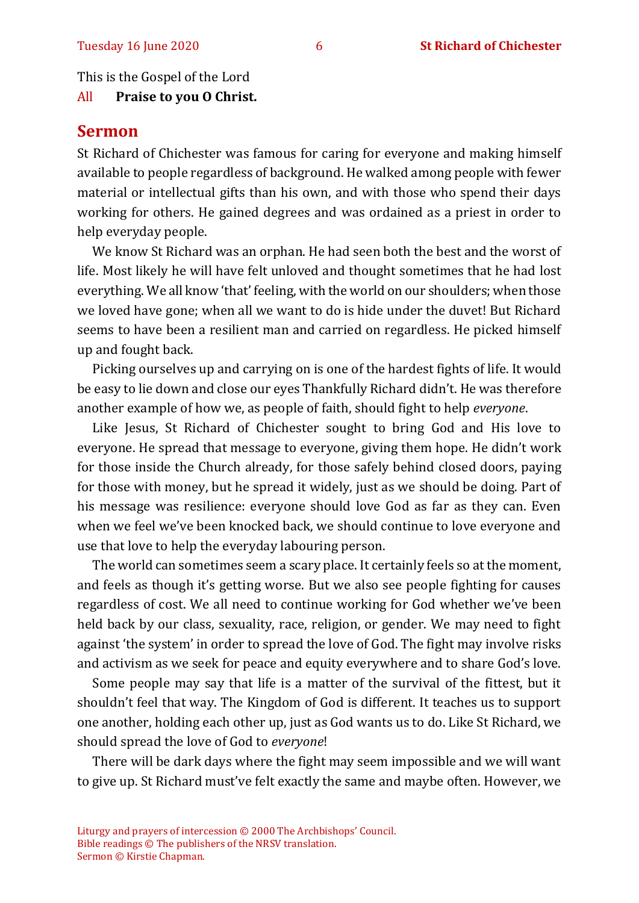This is the Gospel of the Lord

All **Praise to you O Christ.**

## Sermon

St Richard of Chichester was famous for caring for everyone and making himself available to people regardless of background. He walked among people with fewer material or intellectual gifts than his own, and with those who spend their days working for others. He gained degrees and was ordained as a priest in order to help everyday people.

We know St Richard was an orphan. He had seen both the best and the worst of life. Most likely he will have felt unloved and thought sometimes that he had lost everything. We all know 'that' feeling, with the world on our shoulders; when those we loved have gone; when all we want to do is hide under the duvet! But Richard seems to have been a resilient man and carried on regardless. He picked himself up and fought back.

Picking ourselves up and carrying on is one of the hardest fights of life. It would be easy to lie down and close our eyes Thankfully Richard didn't. He was therefore another example of how we, as people of faith, should fight to help *everyone*.

Like Jesus, St Richard of Chichester sought to bring God and His love to everyone. He spread that message to everyone, giving them hope. He didn't work for those inside the Church already, for those safely behind closed doors, paying for those with money, but he spread it widely, just as we should be doing. Part of his message was resilience: everyone should love God as far as they can. Even when we feel we've been knocked back, we should continue to love everyone and use that love to help the everyday labouring person.

The world can sometimes seem a scary place. It certainly feels so at the moment, and feels as though it's getting worse. But we also see people fighting for causes regardless of cost. We all need to continue working for God whether we've been held back by our class, sexuality, race, religion, or gender. We may need to fight against 'the system' in order to spread the love of God. The fight may involve risks and activism as we seek for peace and equity everywhere and to share God's love.

Some people may say that life is a matter of the survival of the fittest, but it shouldn't feel that way. The Kingdom of God is different. It teaches us to support one another, holding each other up, just as God wants us to do. Like St Richard, we should spread the love of God to *everyone*!

There will be dark days where the fight may seem impossible and we will want to give up. St Richard must've felt exactly the same and maybe often. However, we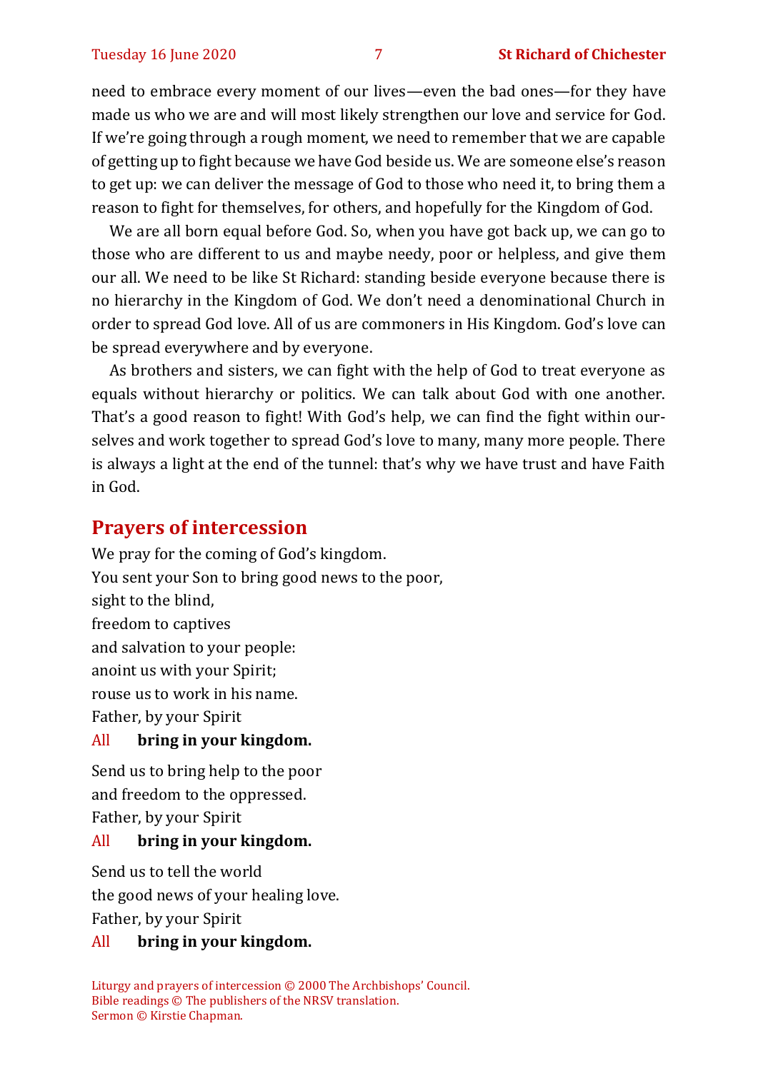need to embrace every moment of our lives—even the bad ones—for they have made us who we are and will most likely strengthen our love and service for God. If we're going through a rough moment, we need to remember that we are capable of getting up to fight because we have God beside us. We are someone else's reason to get up: we can deliver the message of God to those who need it, to bring them a reason to fight for themselves, for others, and hopefully for the Kingdom of God.

We are all born equal before God. So, when you have got back up, we can go to those who are different to us and maybe needy, poor or helpless, and give them our all. We need to be like St Richard: standing beside everyone because there is no hierarchy in the Kingdom of God. We don't need a denominational Church in order to spread God love. All of us are commoners in His Kingdom. God's love can be spread everywhere and by everyone.

As brothers and sisters, we can fight with the help of God to treat everyone as equals without hierarchy or politics. We can talk about God with one another. That's a good reason to fight! With God's help, we can find the fight within ourselves and work together to spread God's love to many, many more people. There is always a light at the end of the tunnel: that's why we have trust and have Faith in God.

## Prayers of intercession

We pray for the coming of God's kingdom.
You sent your Son to bring good news to the poor,
sight to the blind,
freedom to captives
and salvation to your people:
anoint us with your Spirit;
rouse us to work in his name.
Father, by your Spirit

All **bring in your kingdom.**

Send us to bring help to the poor
and freedom to the oppressed.
Father, by your Spirit

All **bring in your kingdom.**

Send us to tell the world
the good news of your healing love.
Father, by your Spirit

All **bring in your kingdom.**

Liturgy and prayers of intercession © 2000 The Archbishops' Council.
Bible readings © The publishers of the NRSV translation.
Sermon © Kirstie Chapman.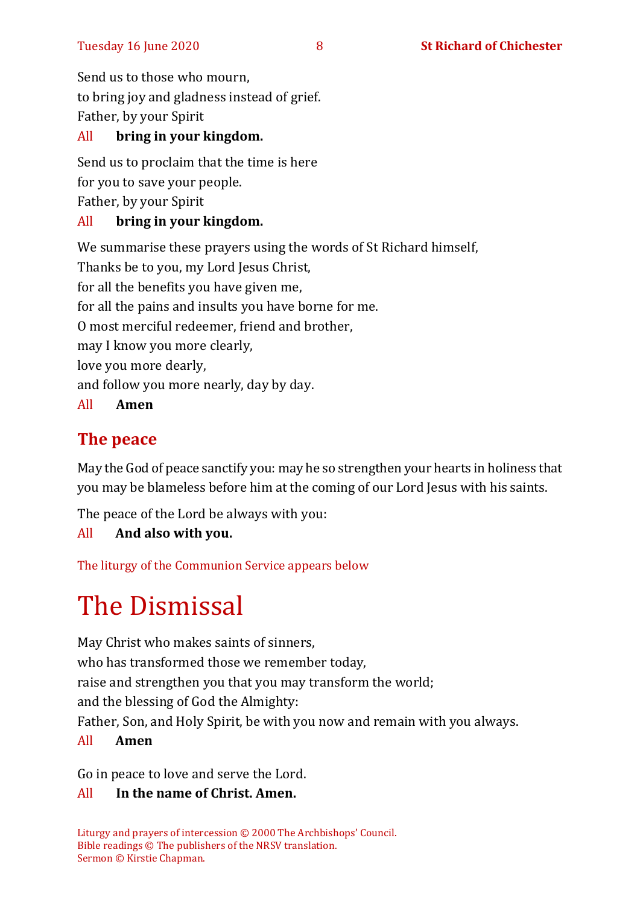Send us to those who mourn,
to bring joy and gladness instead of grief.
Father, by your Spirit

All **bring in your kingdom.**

Send us to proclaim that the time is here
for you to save your people.
Father, by your Spirit

All **bring in your kingdom.**

We summarise these prayers using the words of St Richard himself,
Thanks be to you, my Lord Jesus Christ,
for all the benefits you have given me,
for all the pains and insults you have borne for me.
O most merciful redeemer, friend and brother,
may I know you more clearly,
love you more dearly,
and follow you more nearly, day by day.

All **Amen**

## The peace

May the God of peace sanctify you: may he so strengthen your hearts in holiness that you may be blameless before him at the coming of our Lord Jesus with his saints.

The peace of the Lord be always with you:

All **And also with you.**

The liturgy of the Communion Service appears below

# The Dismissal

May Christ who makes saints of sinners,
who has transformed those we remember today,
raise and strengthen you that you may transform the world;
and the blessing of God the Almighty:
Father, Son, and Holy Spirit, be with you now and remain with you always.

All **Amen**

Go in peace to love and serve the Lord.

All **In the name of Christ. Amen.**

Liturgy and prayers of intercession © 2000 The Archbishops' Council.
Bible readings © The publishers of the NRSV translation.
Sermon © Kirstie Chapman.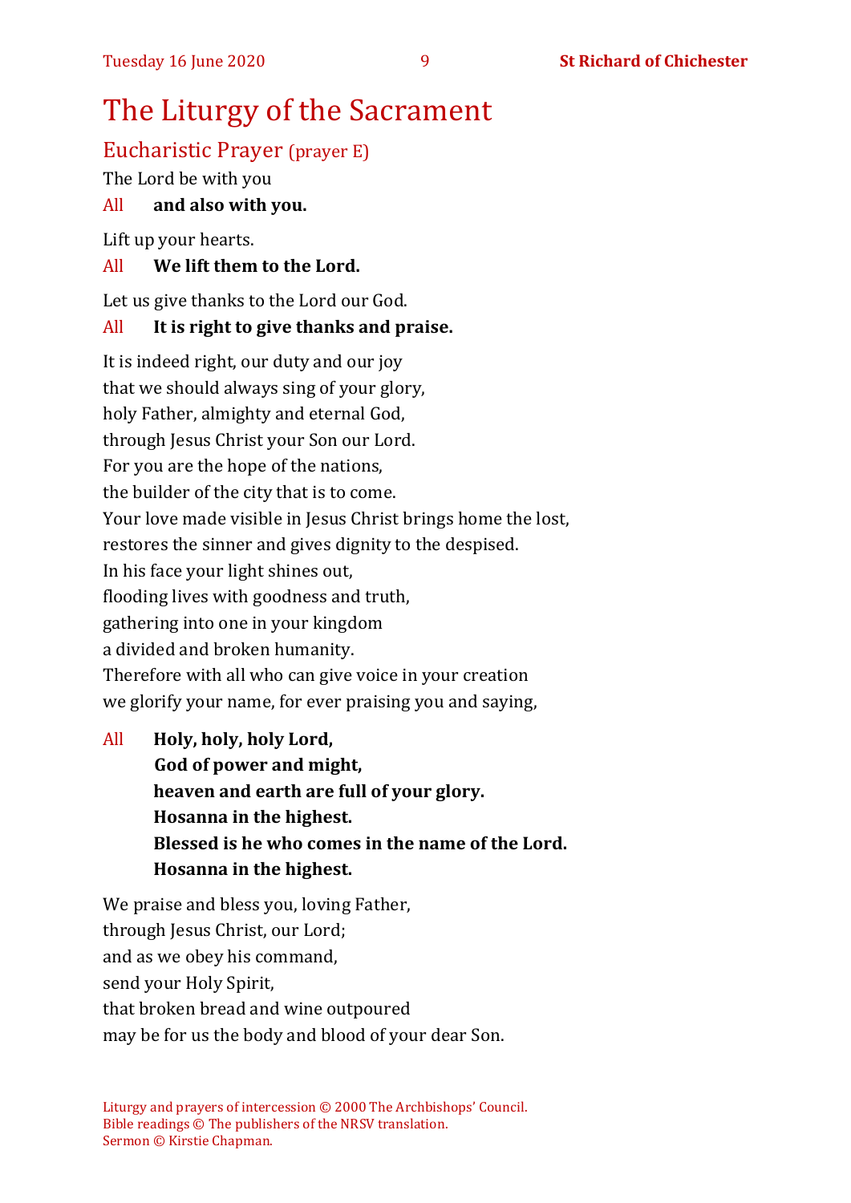# The Liturgy of the Sacrament

## Eucharistic Prayer (prayer E)

The Lord be with you

All **and also with you.**

Lift up your hearts.

All **We lift them to the Lord.**

Let us give thanks to the Lord our God.

All **It is right to give thanks and praise.**

It is indeed right, our duty and our joy
that we should always sing of your glory,
holy Father, almighty and eternal God,
through Jesus Christ your Son our Lord.
For you are the hope of the nations,
the builder of the city that is to come.
Your love made visible in Jesus Christ brings home the lost,
restores the sinner and gives dignity to the despised.
In his face your light shines out,
flooding lives with goodness and truth,
gathering into one in your kingdom
a divided and broken humanity.
Therefore with all who can give voice in your creation
we glorify your name, for ever praising you and saying,

All **Holy, holy, holy Lord,**
**God of power and might,**
**heaven and earth are full of your glory.**
**Hosanna in the highest.**
**Blessed is he who comes in the name of the Lord.**
**Hosanna in the highest.**

We praise and bless you, loving Father,
through Jesus Christ, our Lord;
and as we obey his command,
send your Holy Spirit,
that broken bread and wine outpoured
may be for us the body and blood of your dear Son.

Liturgy and prayers of intercession © 2000 The Archbishops' Council.
Bible readings © The publishers of the NRSV translation.
Sermon © Kirstie Chapman.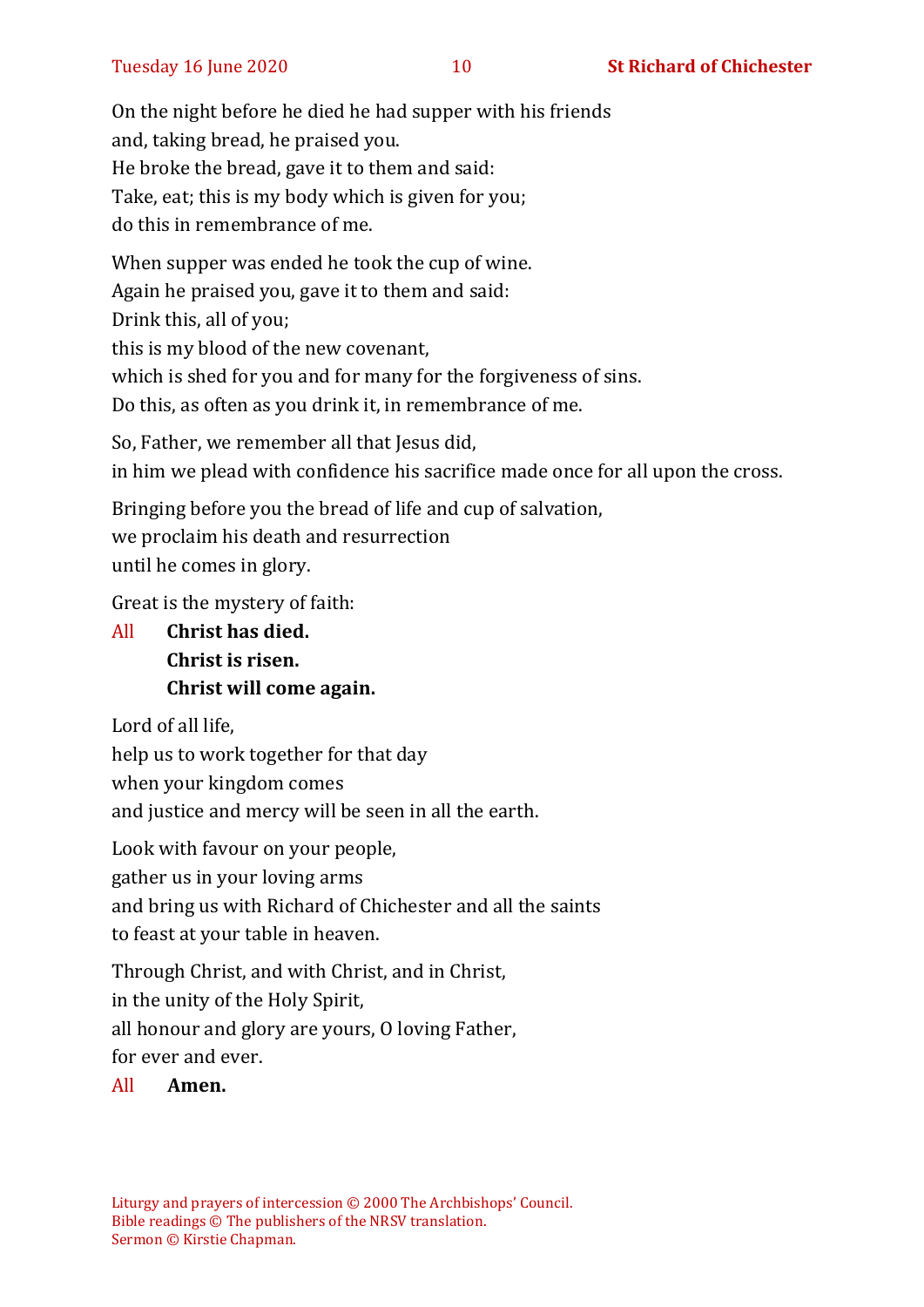On the night before he died he had supper with his friends
and, taking bread, he praised you.
He broke the bread, gave it to them and said:
Take, eat; this is my body which is given for you;
do this in remembrance of me.

When supper was ended he took the cup of wine.
Again he praised you, gave it to them and said:
Drink this, all of you;
this is my blood of the new covenant,
which is shed for you and for many for the forgiveness of sins.
Do this, as often as you drink it, in remembrance of me.

So, Father, we remember all that Jesus did,
in him we plead with confidence his sacrifice made once for all upon the cross.

Bringing before you the bread of life and cup of salvation,
we proclaim his death and resurrection
until he comes in glory.

Great is the mystery of faith:

All **Christ has died.**
**Christ is risen.**
**Christ will come again.**

Lord of all life,
help us to work together for that day
when your kingdom comes
and justice and mercy will be seen in all the earth.

Look with favour on your people,
gather us in your loving arms
and bring us with Richard of Chichester and all the saints
to feast at your table in heaven.

Through Christ, and with Christ, and in Christ,
in the unity of the Holy Spirit,
all honour and glory are yours, O loving Father,
for ever and ever.

All **Amen.**

Liturgy and prayers of intercession © 2000 The Archbishops' Council.
Bible readings © The publishers of the NRSV translation.
Sermon © Kirstie Chapman.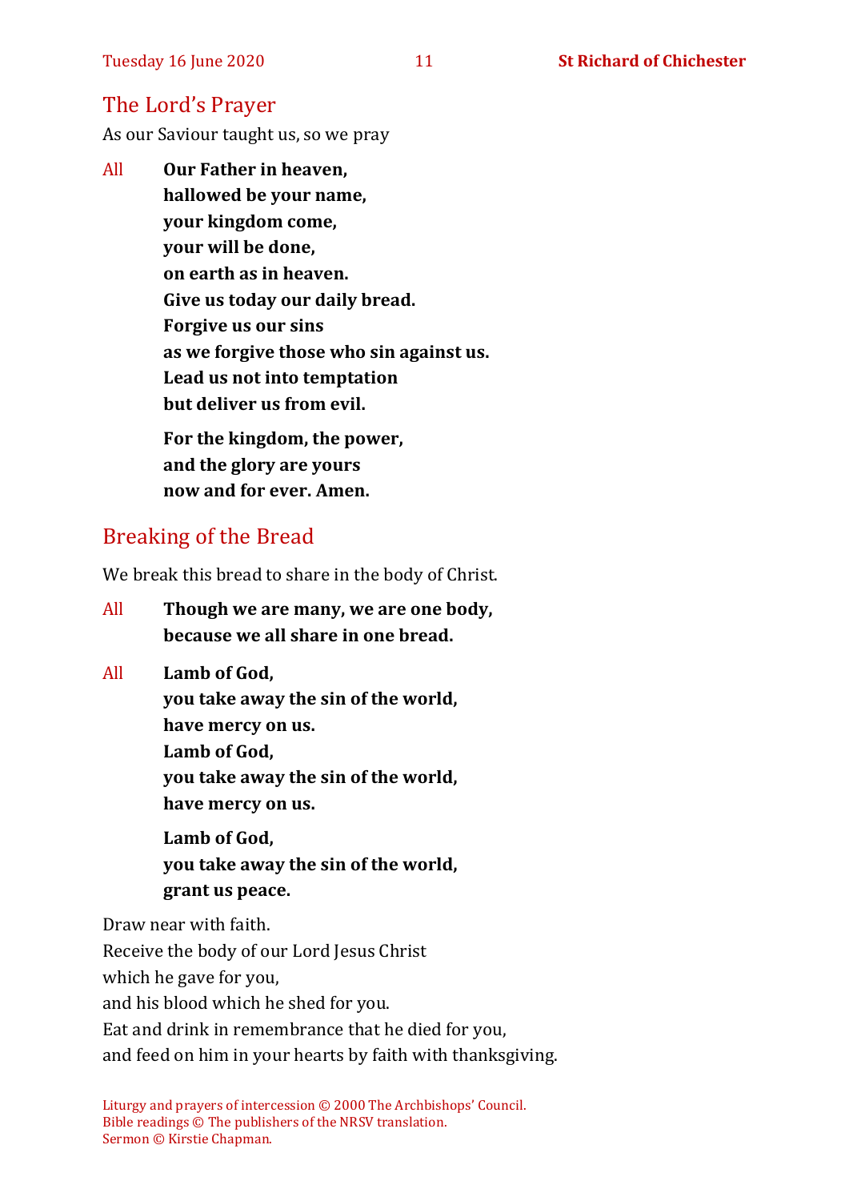## The Lord's Prayer

As our Saviour taught us, so we pray

All **Our Father in heaven,**
**hallowed be your name,**
**your kingdom come,**
**your will be done,**
**on earth as in heaven.**
**Give us today our daily bread.**
**Forgive us our sins**
**as we forgive those who sin against us.**
**Lead us not into temptation**
**but deliver us from evil.**

**For the kingdom, the power,**
**and the glory are yours**
**now and for ever. Amen.**

## Breaking of the Bread

We break this bread to share in the body of Christ.

All **Though we are many, we are one body,**
**because we all share in one bread.**

All **Lamb of God,**
**you take away the sin of the world,**
**have mercy on us.**
**Lamb of God,**
**you take away the sin of the world,**
**have mercy on us.**

**Lamb of God,**
**you take away the sin of the world,**
**grant us peace.**

Draw near with faith.
Receive the body of our Lord Jesus Christ
which he gave for you,
and his blood which he shed for you.
Eat and drink in remembrance that he died for you,
and feed on him in your hearts by faith with thanksgiving.

Liturgy and prayers of intercession © 2000 The Archbishops' Council.
Bible readings © The publishers of the NRSV translation.
Sermon © Kirstie Chapman.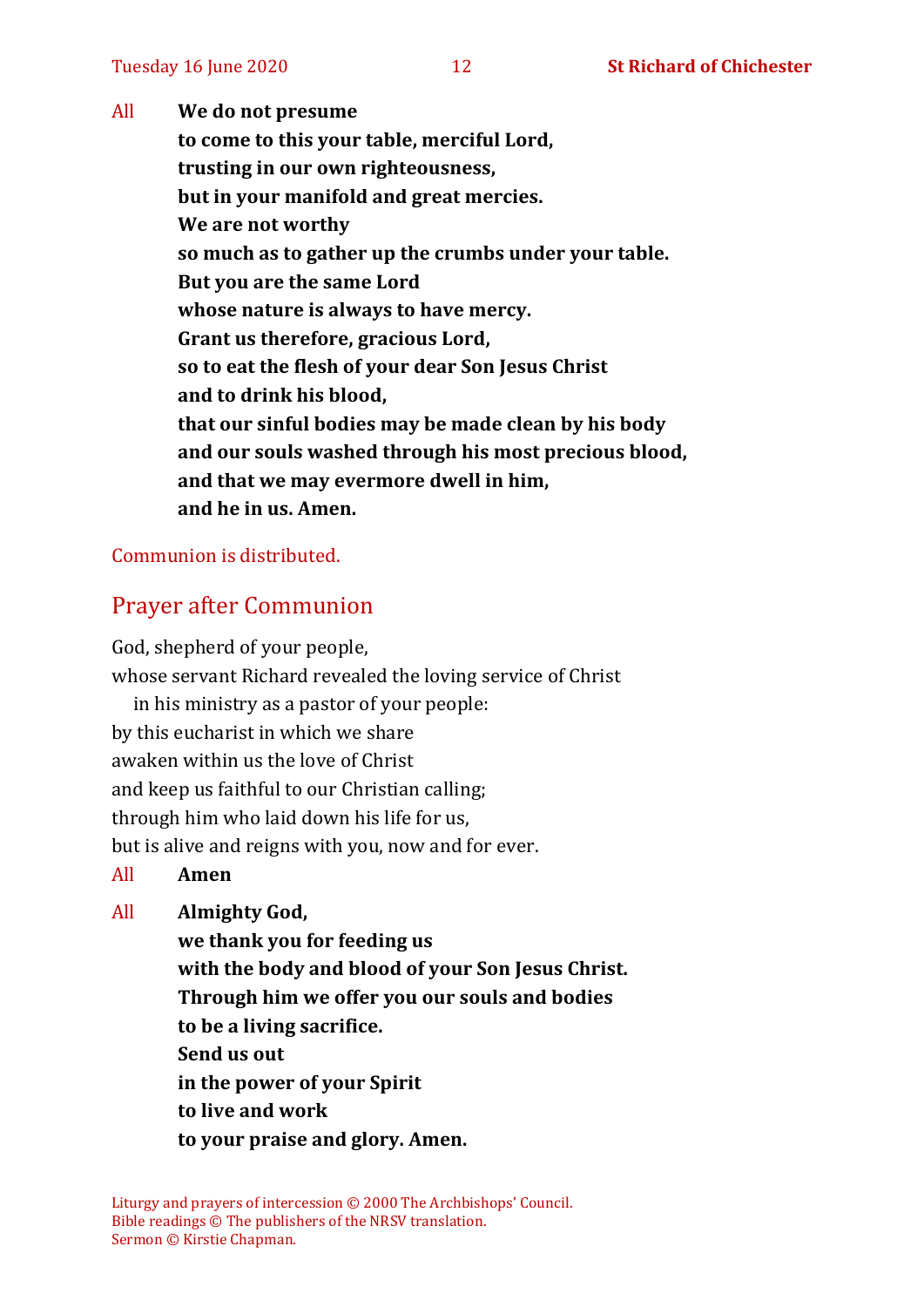All **We do not presume**
**to come to this your table, merciful Lord,**
**trusting in our own righteousness,**
**but in your manifold and great mercies.**
**We are not worthy**
**so much as to gather up the crumbs under your table.**
**But you are the same Lord**
**whose nature is always to have mercy.**
**Grant us therefore, gracious Lord,**
**so to eat the flesh of your dear Son Jesus Christ**
**and to drink his blood,**
**that our sinful bodies may be made clean by his body**
**and our souls washed through his most precious blood,**
**and that we may evermore dwell in him,**
**and he in us. Amen.**

Communion is distributed.

## Prayer after Communion

God, shepherd of your people,
whose servant Richard revealed the loving service of Christ
in his ministry as a pastor of your people:
by this eucharist in which we share
awaken within us the love of Christ
and keep us faithful to our Christian calling;
through him who laid down his life for us,
but is alive and reigns with you, now and for ever.

All **Amen**

All **Almighty God,**
**we thank you for feeding us**
**with the body and blood of your Son Jesus Christ.**
**Through him we offer you our souls and bodies**
**to be a living sacrifice.**
**Send us out**
**in the power of your Spirit**
**to live and work**
**to your praise and glory. Amen.**

Liturgy and prayers of intercession © 2000 The Archbishops' Council.
Bible readings © The publishers of the NRSV translation.
Sermon © Kirstie Chapman.